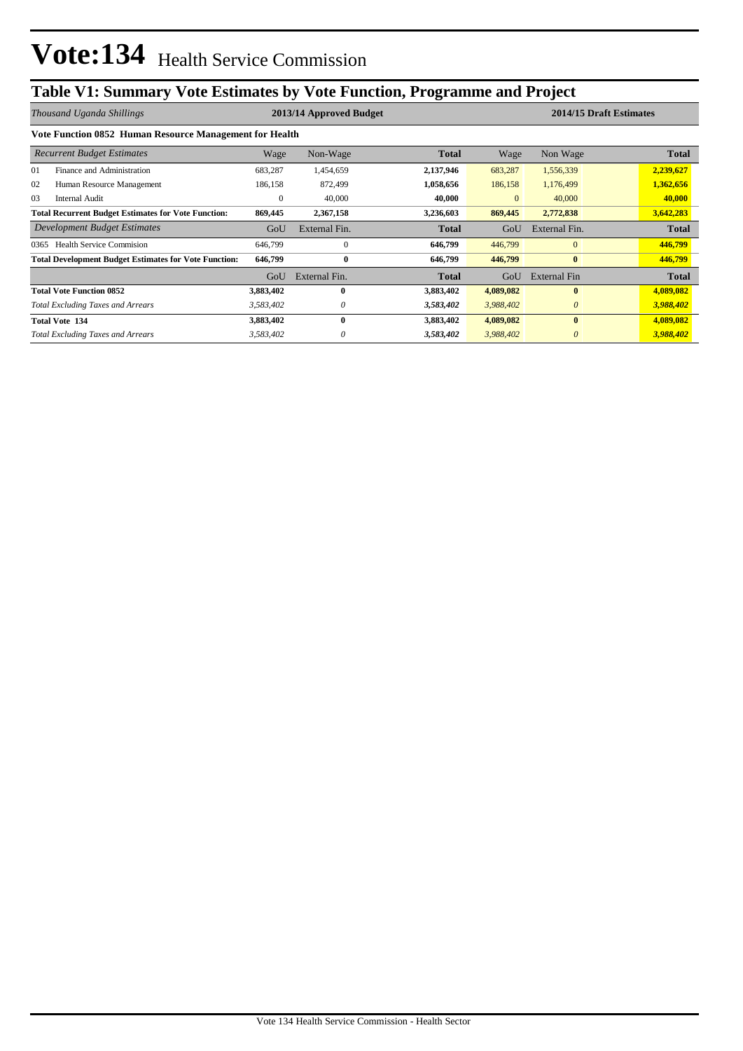# Vote:134 Health Service Commission

## Table V1: Summary Vote Estimates by Vote Function, Programme and Project

| *Thousand Uganda Shillings* | 2013/14 Approved Budget | | | 2014/15 Draft Estimates | | |
|---|---|---|---|---|---|---|
| **Vote Function 0852 Human Resource Management for Health** | | | | | | |
| *Recurrent Budget Estimates* | Wage | Non-Wage | **Total** | Wage | Non Wage | **Total** |
| 01 Finance and Administration | 683,287 | 1,454,659 | **2,137,946** | 683,287 | 1,556,339 | **2,239,627** |
| 02 Human Resource Management | 186,158 | 872,499 | **1,058,656** | 186,158 | 1,176,499 | **1,362,656** |
| 03 Internal Audit | 0 | 40,000 | **40,000** | 0 | 40,000 | **40,000** |
| **Total Recurrent Budget Estimates for Vote Function:** | **869,445** | **2,367,158** | **3,236,603** | **869,445** | **2,772,838** | **3,642,283** |
| *Development Budget Estimates* | GoU | External Fin. | **Total** | GoU | External Fin. | **Total** |
| 0365 Health Service Commision | 646,799 | 0 | **646,799** | 446,799 | 0 | **446,799** |
| **Total Development Budget Estimates for Vote Function:** | **646,799** | **0** | **646,799** | **446,799** | **0** | **446,799** |
| | GoU | External Fin. | **Total** | GoU | External Fin | **Total** |
| **Total Vote Function 0852** | **3,883,402** | **0** | **3,883,402** | **4,089,082** | **0** | **4,089,082** |
| *Total Excluding Taxes and Arrears* | *3,583,402* | *0* | ***3,583,402*** | *3,988,402* | *0* | ***3,988,402*** |
| **Total Vote 134** | **3,883,402** | **0** | **3,883,402** | **4,089,082** | **0** | **4,089,082** |
| *Total Excluding Taxes and Arrears* | *3,583,402* | *0* | ***3,583,402*** | *3,988,402* | *0* | ***3,988,402*** |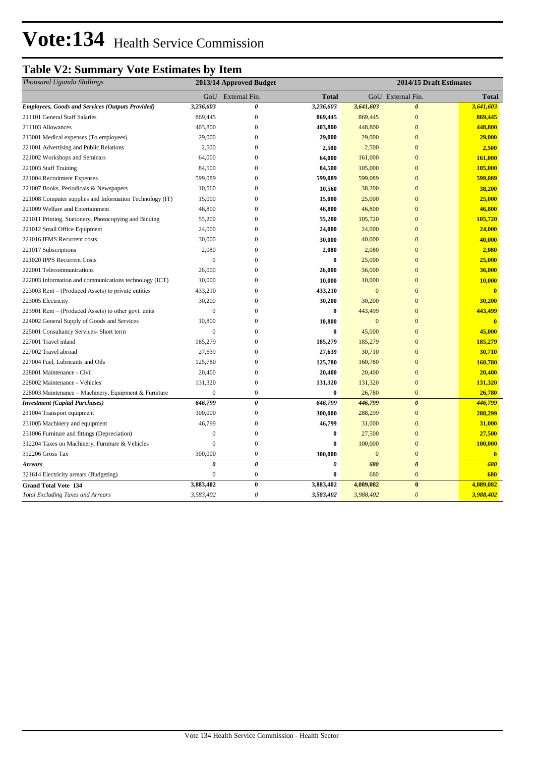# Vote:134 Health Service Commission

## Table V2: Summary Vote Estimates by Item

| *Thousand Uganda Shillings* | 2013/14 Approved Budget | | | 2014/15 Draft Estimates | | |
|---|---|---|---|---|---|---|
| | GoU | External Fin. | **Total** | GoU | External Fin. | **Total** |
| ***Employees, Goods and Services (Outputs Provided)*** | ***3,236,603*** | ***0*** | ***3,236,603*** | ***3,641,603*** | ***0*** | ***3,641,603*** |
| 211101 General Staff Salaries | 869,445 | 0 | **869,445** | 869,445 | 0 | **869,445** |
| 211103 Allowances | 403,800 | 0 | **403,800** | 448,800 | 0 | **448,800** |
| 213001 Medical expenses (To employees) | 29,000 | 0 | **29,000** | 29,000 | 0 | **29,000** |
| 221001 Advertising and Public Relations | 2,500 | 0 | **2,500** | 2,500 | 0 | **2,500** |
| 221002 Workshops and Seminars | 64,000 | 0 | **64,000** | 161,000 | 0 | **161,000** |
| 221003 Staff Training | 84,500 | 0 | **84,500** | 105,000 | 0 | **105,000** |
| 221004 Recruitment Expenses | 599,089 | 0 | **599,089** | 599,089 | 0 | **599,089** |
| 221007 Books, Periodicals & Newspapers | 10,560 | 0 | **10,560** | 38,200 | 0 | **38,200** |
| 221008 Computer supplies and Information Technology (IT) | 15,000 | 0 | **15,000** | 25,000 | 0 | **25,000** |
| 221009 Welfare and Entertainment | 46,800 | 0 | **46,800** | 46,800 | 0 | **46,800** |
| 221011 Printing, Stationery, Photocopying and Binding | 55,200 | 0 | **55,200** | 105,720 | 0 | **105,720** |
| 221012 Small Office Equipment | 24,000 | 0 | **24,000** | 24,000 | 0 | **24,000** |
| 221016 IFMS Recurrent costs | 30,000 | 0 | **30,000** | 40,000 | 0 | **40,000** |
| 221017 Subscriptions | 2,080 | 0 | **2,080** | 2,080 | 0 | **2,080** |
| 221020 IPPS Recurrent Costs | 0 | 0 | **0** | 25,000 | 0 | **25,000** |
| 222001 Telecommunications | 26,000 | 0 | **26,000** | 36,000 | 0 | **36,000** |
| 222003 Information and communications technology (ICT) | 10,000 | 0 | **10,000** | 10,000 | 0 | **10,000** |
| 223003 Rent – (Produced Assets) to private entities | 433,210 | 0 | **433,210** | 0 | 0 | **0** |
| 223005 Electricity | 30,200 | 0 | **30,200** | 30,200 | 0 | **30,200** |
| 223901 Rent – (Produced Assets) to other govt. units | 0 | 0 | **0** | 443,499 | 0 | **443,499** |
| 224002 General Supply of Goods and Services | 10,800 | 0 | **10,800** | 0 | 0 | **0** |
| 225001 Consultancy Services- Short term | 0 | 0 | **0** | 45,000 | 0 | **45,000** |
| 227001 Travel inland | 185,279 | 0 | **185,279** | 185,279 | 0 | **185,279** |
| 227002 Travel abroad | 27,639 | 0 | **27,639** | 30,710 | 0 | **30,710** |
| 227004 Fuel, Lubricants and Oils | 125,780 | 0 | **125,780** | 160,780 | 0 | **160,780** |
| 228001 Maintenance - Civil | 20,400 | 0 | **20,400** | 20,400 | 0 | **20,400** |
| 228002 Maintenance - Vehicles | 131,320 | 0 | **131,320** | 131,320 | 0 | **131,320** |
| 228003 Maintenance – Machinery, Equipment & Furniture | 0 | 0 | **0** | 26,780 | 0 | **26,780** |
| ***Investment (Capital Purchases)*** | ***646,799*** | ***0*** | ***646,799*** | ***446,799*** | ***0*** | ***446,799*** |
| 231004 Transport equipment | 300,000 | 0 | **300,000** | 288,299 | 0 | **288,299** |
| 231005 Machinery and equipment | 46,799 | 0 | **46,799** | 31,000 | 0 | **31,000** |
| 231006 Furniture and fittings (Depreciation) | 0 | 0 | **0** | 27,500 | 0 | **27,500** |
| 312204 Taxes on Machinery, Furniture & Vehicles | 0 | 0 | **0** | 100,000 | 0 | **100,000** |
| 312206 Gross Tax | 300,000 | 0 | **300,000** | 0 | 0 | **0** |
| ***Arrears*** | ***0*** | ***0*** | ***0*** | ***680*** | ***0*** | ***680*** |
| 321614 Electricity arrears (Budgeting) | 0 | 0 | **0** | 680 | 0 | **680** |
| **Grand Total Vote 134** | **3,883,402** | **0** | **3,883,402** | **4,089,082** | **0** | **4,089,082** |
| *Total Excluding Taxes and Arrears* | *3,583,402* | *0* | ***3,583,402*** | *3,988,402* | *0* | ***3,988,402*** |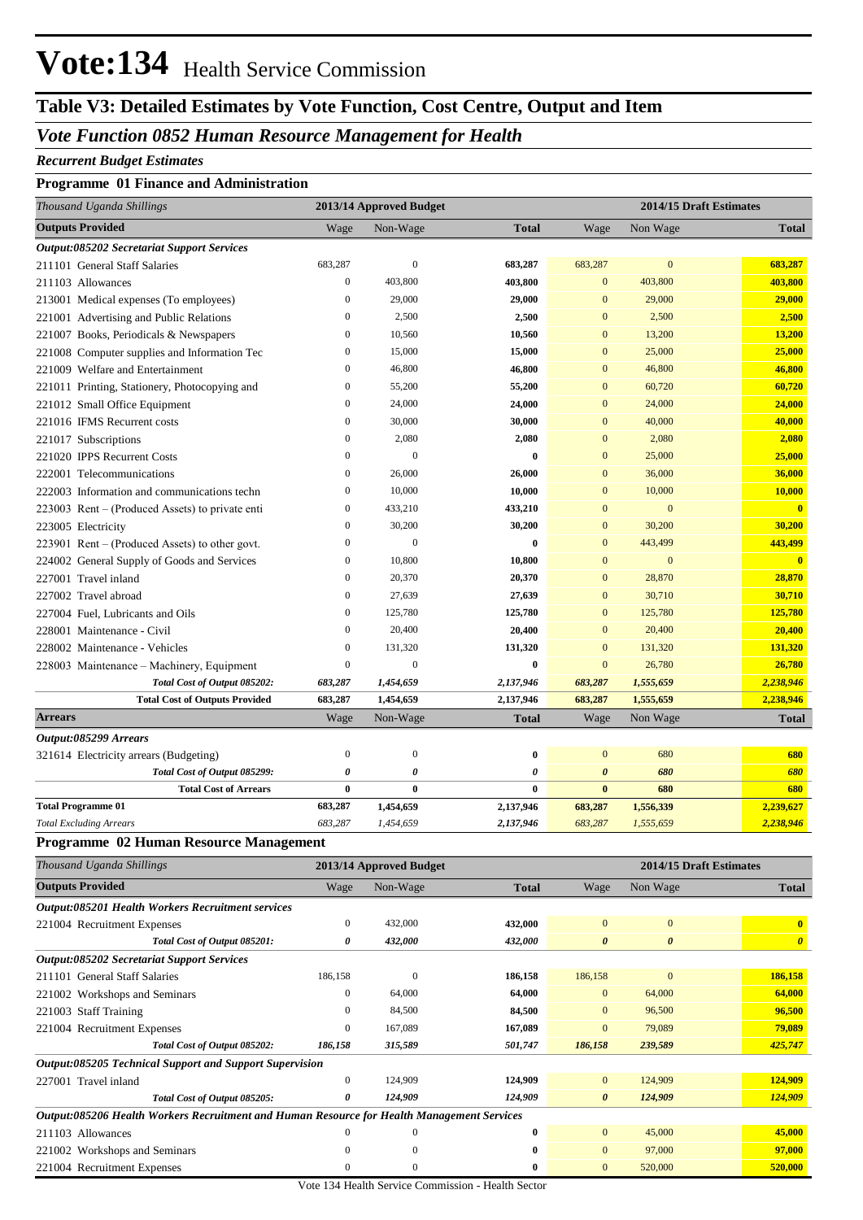# Vote:134 Health Service Commission

## Table V3: Detailed Estimates by Vote Function, Cost Centre, Output and Item

### *Vote Function 0852 Human Resource Management for Health*

*Recurrent Budget Estimates*

**Programme 01 Finance and Administration**

| *Thousand Uganda Shillings* | 2013/14 Approved Budget | | | 2014/15 Draft Estimates | | |
|---|---|---|---|---|---|---|
| **Outputs Provided** | Wage | Non-Wage | **Total** | Wage | Non Wage | **Total** |
| ***Output:085202 Secretariat Support Services*** | | | | | | |
| 211101 General Staff Salaries | 683,287 | 0 | **683,287** | 683,287 | 0 | **683,287** |
| 211103 Allowances | 0 | 403,800 | **403,800** | 0 | 403,800 | **403,800** |
| 213001 Medical expenses (To employees) | 0 | 29,000 | **29,000** | 0 | 29,000 | **29,000** |
| 221001 Advertising and Public Relations | 0 | 2,500 | **2,500** | 0 | 2,500 | **2,500** |
| 221007 Books, Periodicals & Newspapers | 0 | 10,560 | **10,560** | 0 | 13,200 | **13,200** |
| 221008 Computer supplies and Information Tec | 0 | 15,000 | **15,000** | 0 | 25,000 | **25,000** |
| 221009 Welfare and Entertainment | 0 | 46,800 | **46,800** | 0 | 46,800 | **46,800** |
| 221011 Printing, Stationery, Photocopying and | 0 | 55,200 | **55,200** | 0 | 60,720 | **60,720** |
| 221012 Small Office Equipment | 0 | 24,000 | **24,000** | 0 | 24,000 | **24,000** |
| 221016 IFMS Recurrent costs | 0 | 30,000 | **30,000** | 0 | 40,000 | **40,000** |
| 221017 Subscriptions | 0 | 2,080 | **2,080** | 0 | 2,080 | **2,080** |
| 221020 IPPS Recurrent Costs | 0 | 0 | **0** | 0 | 25,000 | **25,000** |
| 222001 Telecommunications | 0 | 26,000 | **26,000** | 0 | 36,000 | **36,000** |
| 222003 Information and communications techn | 0 | 10,000 | **10,000** | 0 | 10,000 | **10,000** |
| 223003 Rent – (Produced Assets) to private enti | 0 | 433,210 | **433,210** | 0 | 0 | **0** |
| 223005 Electricity | 0 | 30,200 | **30,200** | 0 | 30,200 | **30,200** |
| 223901 Rent – (Produced Assets) to other govt. | 0 | 0 | **0** | 0 | 443,499 | **443,499** |
| 224002 General Supply of Goods and Services | 0 | 10,800 | **10,800** | 0 | 0 | **0** |
| 227001 Travel inland | 0 | 20,370 | **20,370** | 0 | 28,870 | **28,870** |
| 227002 Travel abroad | 0 | 27,639 | **27,639** | 0 | 30,710 | **30,710** |
| 227004 Fuel, Lubricants and Oils | 0 | 125,780 | **125,780** | 0 | 125,780 | **125,780** |
| 228001 Maintenance - Civil | 0 | 20,400 | **20,400** | 0 | 20,400 | **20,400** |
| 228002 Maintenance - Vehicles | 0 | 131,320 | **131,320** | 0 | 131,320 | **131,320** |
| 228003 Maintenance – Machinery, Equipment | 0 | 0 | **0** | 0 | 26,780 | **26,780** |
| ***Total Cost of Output 085202:*** | ***683,287*** | ***1,454,659*** | ***2,137,946*** | ***683,287*** | ***1,555,659*** | ***2,238,946*** |
| **Total Cost of Outputs Provided** | **683,287** | **1,454,659** | **2,137,946** | **683,287** | **1,555,659** | **2,238,946** |
| **Arrears** | Wage | Non-Wage | **Total** | Wage | Non Wage | **Total** |
| ***Output:085299 Arrears*** | | | | | | |
| 321614 Electricity arrears (Budgeting) | 0 | 0 | **0** | 0 | 680 | **680** |
| ***Total Cost of Output 085299:*** | ***0*** | ***0*** | ***0*** | ***0*** | ***680*** | ***680*** |
| **Total Cost of Arrears** | **0** | **0** | **0** | **0** | **680** | **680** |
| **Total Programme 01** | **683,287** | **1,454,659** | **2,137,946** | **683,287** | **1,556,339** | **2,239,627** |
| *Total Excluding Arrears* | *683,287* | *1,454,659* | *2,137,946* | *683,287* | *1,555,659* | *2,238,946* |

**Programme 02 Human Resource Management**

| *Thousand Uganda Shillings* | 2013/14 Approved Budget | | | 2014/15 Draft Estimates | | |
|---|---|---|---|---|---|---|
| **Outputs Provided** | Wage | Non-Wage | **Total** | Wage | Non Wage | **Total** |
| ***Output:085201 Health Workers Recruitment services*** | | | | | | |
| 221004 Recruitment Expenses | 0 | 432,000 | **432,000** | 0 | 0 | **0** |
| ***Total Cost of Output 085201:*** | ***0*** | ***432,000*** | ***432,000*** | ***0*** | ***0*** | ***0*** |
| ***Output:085202 Secretariat Support Services*** | | | | | | |
| 211101 General Staff Salaries | 186,158 | 0 | **186,158** | 186,158 | 0 | **186,158** |
| 221002 Workshops and Seminars | 0 | 64,000 | **64,000** | 0 | 64,000 | **64,000** |
| 221003 Staff Training | 0 | 84,500 | **84,500** | 0 | 96,500 | **96,500** |
| 221004 Recruitment Expenses | 0 | 167,089 | **167,089** | 0 | 79,089 | **79,089** |
| ***Total Cost of Output 085202:*** | ***186,158*** | ***315,589*** | ***501,747*** | ***186,158*** | ***239,589*** | ***425,747*** |
| ***Output:085205 Technical Support and Support Supervision*** | | | | | | |
| 227001 Travel inland | 0 | 124,909 | **124,909** | 0 | 124,909 | **124,909** |
| ***Total Cost of Output 085205:*** | ***0*** | ***124,909*** | ***124,909*** | ***0*** | ***124,909*** | ***124,909*** |
| ***Output:085206 Health Workers Recruitment and Human Resource for Health Management Services*** | | | | | | |
| 211103 Allowances | 0 | 0 | **0** | 0 | 45,000 | **45,000** |
| 221002 Workshops and Seminars | 0 | 0 | **0** | 0 | 97,000 | **97,000** |
| 221004 Recruitment Expenses | 0 | 0 | **0** | 0 | 520,000 | **520,000** |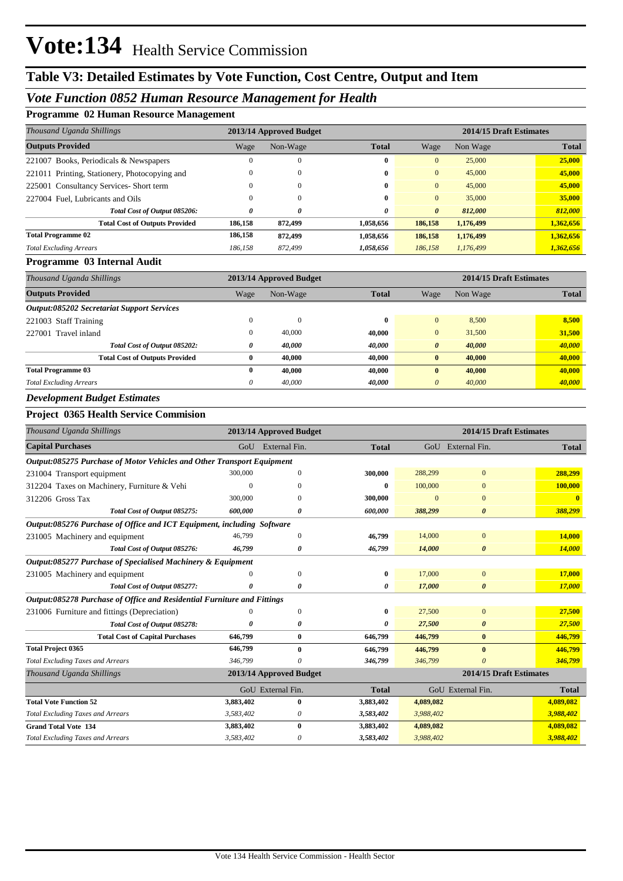# Vote:134 Health Service Commission

## Table V3: Detailed Estimates by Vote Function, Cost Centre, Output and Item

### *Vote Function 0852 Human Resource Management for Health*

**Programme 02 Human Resource Management**

| *Thousand Uganda Shillings* | 2013/14 Approved Budget | | | 2014/15 Draft Estimates | | |
|---|---|---|---|---|---|---|
| **Outputs Provided** | Wage | Non-Wage | **Total** | Wage | Non Wage | **Total** |
| 221007 Books, Periodicals & Newspapers | 0 | 0 | **0** | 0 | 25,000 | **25,000** |
| 221011 Printing, Stationery, Photocopying and | 0 | 0 | **0** | 0 | 45,000 | **45,000** |
| 225001 Consultancy Services- Short term | 0 | 0 | **0** | 0 | 45,000 | **45,000** |
| 227004 Fuel, Lubricants and Oils | 0 | 0 | **0** | 0 | 35,000 | **35,000** |
| *Total Cost of Output 085206:* | *0* | *0* | *0* | *0* | *812,000* | *812,000* |
| **Total Cost of Outputs Provided** | **186,158** | **872,499** | **1,058,656** | **186,158** | **1,176,499** | **1,362,656** |
| **Total Programme 02** | **186,158** | **872,499** | **1,058,656** | **186,158** | **1,176,499** | **1,362,656** |
| *Total Excluding Arrears* | *186,158* | *872,499* | *1,058,656* | *186,158* | *1,176,499* | *1,362,656* |

**Programme 03 Internal Audit**

| *Thousand Uganda Shillings* | 2013/14 Approved Budget | | | 2014/15 Draft Estimates | | |
|---|---|---|---|---|---|---|
| **Outputs Provided** | Wage | Non-Wage | **Total** | Wage | Non Wage | **Total** |
| ***Output:085202 Secretariat Support Services*** | | | | | | |
| 221003 Staff Training | 0 | 0 | **0** | 0 | 8,500 | **8,500** |
| 227001 Travel inland | 0 | 40,000 | **40,000** | 0 | 31,500 | **31,500** |
| *Total Cost of Output 085202:* | *0* | *40,000* | *40,000* | *0* | *40,000* | *40,000* |
| **Total Cost of Outputs Provided** | **0** | **40,000** | **40,000** | **0** | **40,000** | **40,000** |
| **Total Programme 03** | **0** | **40,000** | **40,000** | **0** | **40,000** | **40,000** |
| *Total Excluding Arrears* | *0* | *40,000* | *40,000* | *0* | *40,000* | *40,000* |

### *Development Budget Estimates*

**Project 0365 Health Service Commision**

| *Thousand Uganda Shillings* | 2013/14 Approved Budget | | | 2014/15 Draft Estimates | | |
|---|---|---|---|---|---|---|
| **Capital Purchases** | GoU | External Fin. | **Total** | GoU | External Fin. | **Total** |
| ***Output:085275 Purchase of Motor Vehicles and Other Transport Equipment*** | | | | | | |
| 231004 Transport equipment | 300,000 | 0 | **300,000** | 288,299 | 0 | **288,299** |
| 312204 Taxes on Machinery, Furniture & Vehi | 0 | 0 | **0** | 100,000 | 0 | **100,000** |
| 312206 Gross Tax | 300,000 | 0 | **300,000** | 0 | 0 | **0** |
| *Total Cost of Output 085275:* | *600,000* | *0* | *600,000* | *388,299* | *0* | *388,299* |
| ***Output:085276 Purchase of Office and ICT Equipment, including Software*** | | | | | | |
| 231005 Machinery and equipment | 46,799 | 0 | **46,799** | 14,000 | 0 | **14,000** |
| *Total Cost of Output 085276:* | *46,799* | *0* | *46,799* | *14,000* | *0* | *14,000* |
| ***Output:085277 Purchase of Specialised Machinery & Equipment*** | | | | | | |
| 231005 Machinery and equipment | 0 | 0 | **0** | 17,000 | 0 | **17,000** |
| *Total Cost of Output 085277:* | *0* | *0* | *0* | *17,000* | *0* | *17,000* |
| ***Output:085278 Purchase of Office and Residential Furniture and Fittings*** | | | | | | |
| 231006 Furniture and fittings (Depreciation) | 0 | 0 | **0** | 27,500 | 0 | **27,500** |
| *Total Cost of Output 085278:* | *0* | *0* | *0* | *27,500* | *0* | *27,500* |
| **Total Cost of Capital Purchases** | **646,799** | **0** | **646,799** | **446,799** | **0** | **446,799** |
| **Total Project 0365** | **646,799** | **0** | **646,799** | **446,799** | **0** | **446,799** |
| *Total Excluding Taxes and Arrears* | *346,799* | *0* | *346,799* | *346,799* | *0* | *346,799* |

| *Thousand Uganda Shillings* | 2013/14 Approved Budget | | | 2014/15 Draft Estimates | | |
|---|---|---|---|---|---|---|
| | GoU | External Fin. | **Total** | GoU | External Fin. | **Total** |
| **Total Vote Function 52** | **3,883,402** | **0** | **3,883,402** | **4,089,082** | | **4,089,082** |
| *Total Excluding Taxes and Arrears* | *3,583,402* | *0* | *3,583,402* | *3,988,402* | | *3,988,402* |
| **Grand Total Vote 134** | **3,883,402** | **0** | **3,883,402** | **4,089,082** | | **4,089,082** |
| *Total Excluding Taxes and Arrears* | *3,583,402* | *0* | *3,583,402* | *3,988,402* | | *3,988,402* |